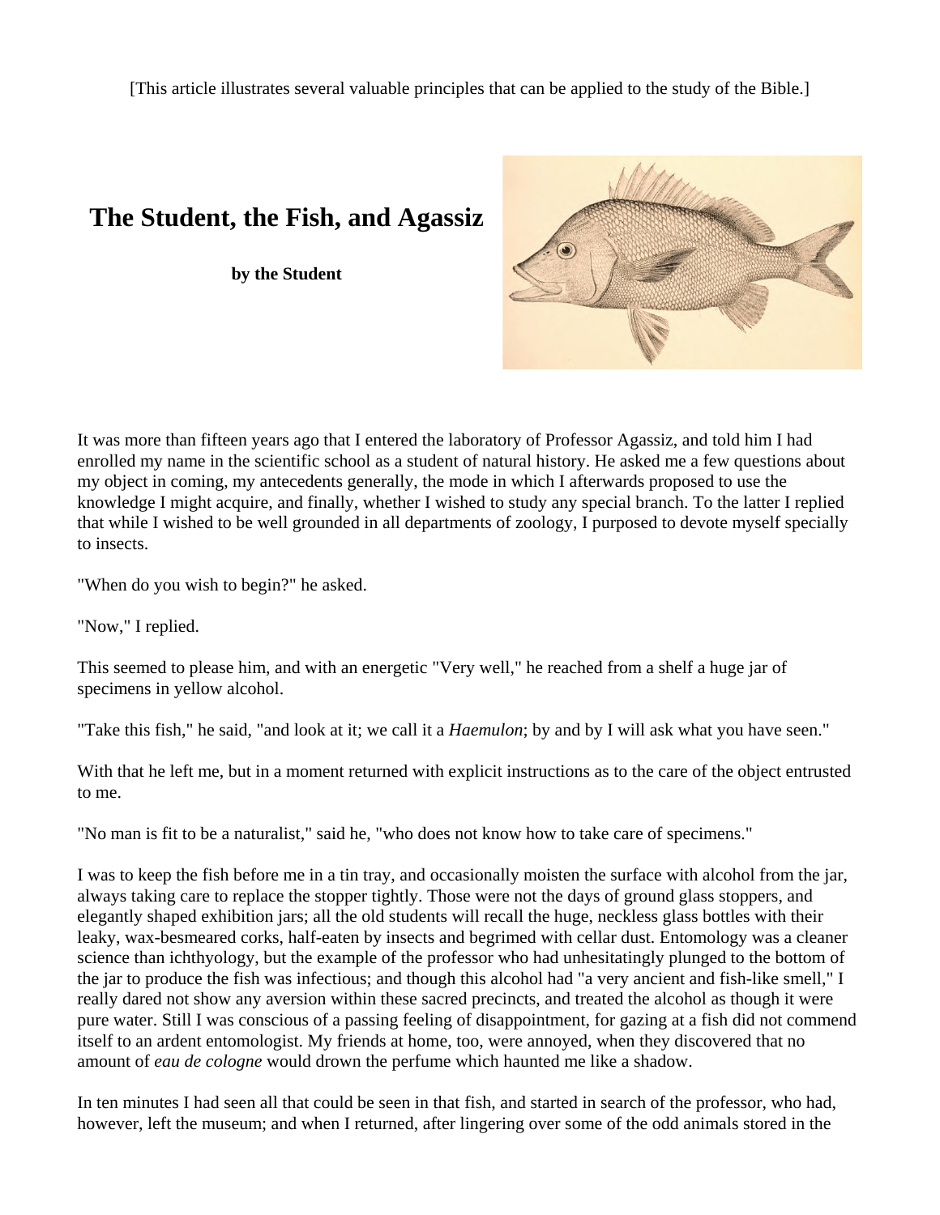[This article illustrates several valuable principles that can be applied to the study of the Bible.]

# The Student, the Fish, and Agassiz

**by the Student**

It was more than fifteen years ago that I entered the laboratory of Professor Agassiz, and told him I had enrolled my name in the scientific school as a student of natural history. He asked me a few questions about my object in coming, my antecedents generally, the mode in which I afterwards proposed to use the knowledge I might acquire, and finally, whether I wished to study any special branch. To the latter I replied that while I wished to be well grounded in all departments of zoology, I purposed to devote myself specially to insects.

"When do you wish to begin?" he asked.

"Now," I replied.

This seemed to please him, and with an energetic "Very well," he reached from a shelf a huge jar of specimens in yellow alcohol.

"Take this fish," he said, "and look at it; we call it a *Haemulon*; by and by I will ask what you have seen."

With that he left me, but in a moment returned with explicit instructions as to the care of the object entrusted to me.

"No man is fit to be a naturalist," said he, "who does not know how to take care of specimens."

I was to keep the fish before me in a tin tray, and occasionally moisten the surface with alcohol from the jar, always taking care to replace the stopper tightly. Those were not the days of ground glass stoppers, and elegantly shaped exhibition jars; all the old students will recall the huge, neckless glass bottles with their leaky, wax-besmeared corks, half-eaten by insects and begrimed with cellar dust. Entomology was a cleaner science than ichthyology, but the example of the professor who had unhesitatingly plunged to the bottom of the jar to produce the fish was infectious; and though this alcohol had "a very ancient and fish-like smell," I really dared not show any aversion within these sacred precincts, and treated the alcohol as though it were pure water. Still I was conscious of a passing feeling of disappointment, for gazing at a fish did not commend itself to an ardent entomologist. My friends at home, too, were annoyed, when they discovered that no amount of *eau de cologne* would drown the perfume which haunted me like a shadow.

In ten minutes I had seen all that could be seen in that fish, and started in search of the professor, who had, however, left the museum; and when I returned, after lingering over some of the odd animals stored in the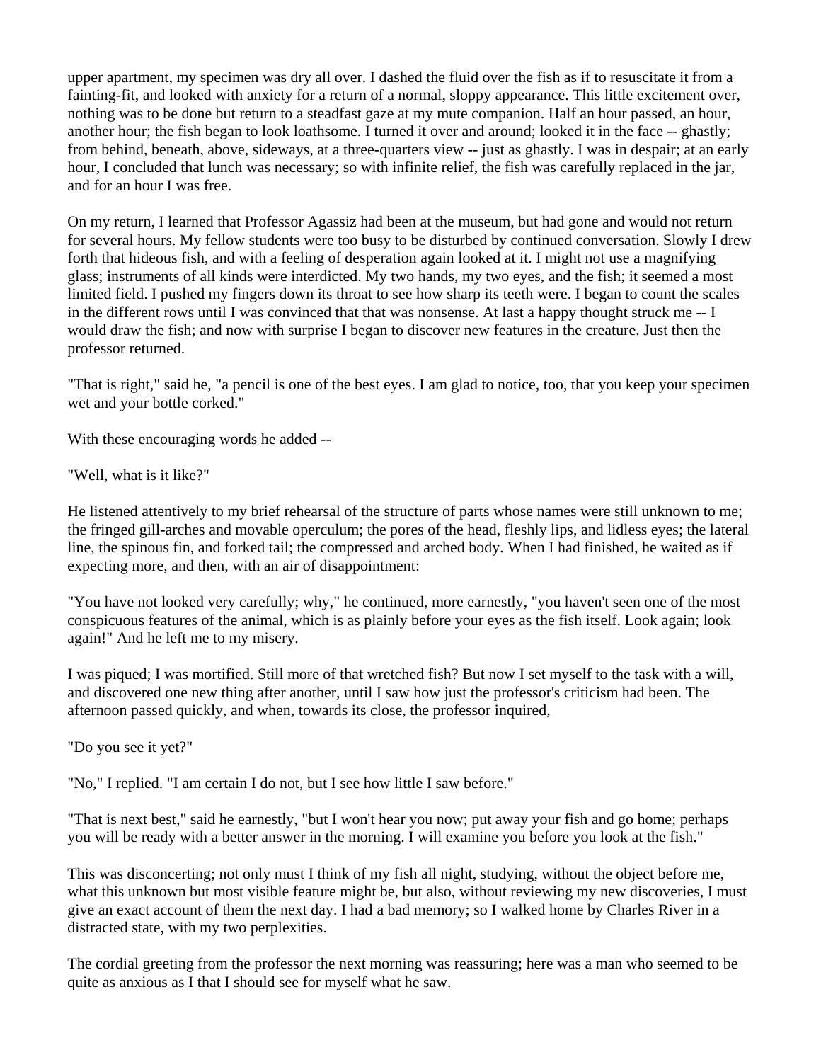upper apartment, my specimen was dry all over. I dashed the fluid over the fish as if to resuscitate it from a fainting-fit, and looked with anxiety for a return of a normal, sloppy appearance. This little excitement over, nothing was to be done but return to a steadfast gaze at my mute companion. Half an hour passed, an hour, another hour; the fish began to look loathsome. I turned it over and around; looked it in the face -- ghastly; from behind, beneath, above, sideways, at a three-quarters view -- just as ghastly. I was in despair; at an early hour, I concluded that lunch was necessary; so with infinite relief, the fish was carefully replaced in the jar, and for an hour I was free.

On my return, I learned that Professor Agassiz had been at the museum, but had gone and would not return for several hours. My fellow students were too busy to be disturbed by continued conversation. Slowly I drew forth that hideous fish, and with a feeling of desperation again looked at it. I might not use a magnifying glass; instruments of all kinds were interdicted. My two hands, my two eyes, and the fish; it seemed a most limited field. I pushed my fingers down its throat to see how sharp its teeth were. I began to count the scales in the different rows until I was convinced that that was nonsense. At last a happy thought struck me -- I would draw the fish; and now with surprise I began to discover new features in the creature. Just then the professor returned.

"That is right," said he, "a pencil is one of the best eyes. I am glad to notice, too, that you keep your specimen wet and your bottle corked."

With these encouraging words he added --

"Well, what is it like?"

He listened attentively to my brief rehearsal of the structure of parts whose names were still unknown to me; the fringed gill-arches and movable operculum; the pores of the head, fleshly lips, and lidless eyes; the lateral line, the spinous fin, and forked tail; the compressed and arched body. When I had finished, he waited as if expecting more, and then, with an air of disappointment:

"You have not looked very carefully; why," he continued, more earnestly, "you haven't seen one of the most conspicuous features of the animal, which is as plainly before your eyes as the fish itself. Look again; look again!" And he left me to my misery.

I was piqued; I was mortified. Still more of that wretched fish? But now I set myself to the task with a will, and discovered one new thing after another, until I saw how just the professor's criticism had been. The afternoon passed quickly, and when, towards its close, the professor inquired,

"Do you see it yet?"

"No," I replied. "I am certain I do not, but I see how little I saw before."

"That is next best," said he earnestly, "but I won't hear you now; put away your fish and go home; perhaps you will be ready with a better answer in the morning. I will examine you before you look at the fish."

This was disconcerting; not only must I think of my fish all night, studying, without the object before me, what this unknown but most visible feature might be, but also, without reviewing my new discoveries, I must give an exact account of them the next day. I had a bad memory; so I walked home by Charles River in a distracted state, with my two perplexities.

The cordial greeting from the professor the next morning was reassuring; here was a man who seemed to be quite as anxious as I that I should see for myself what he saw.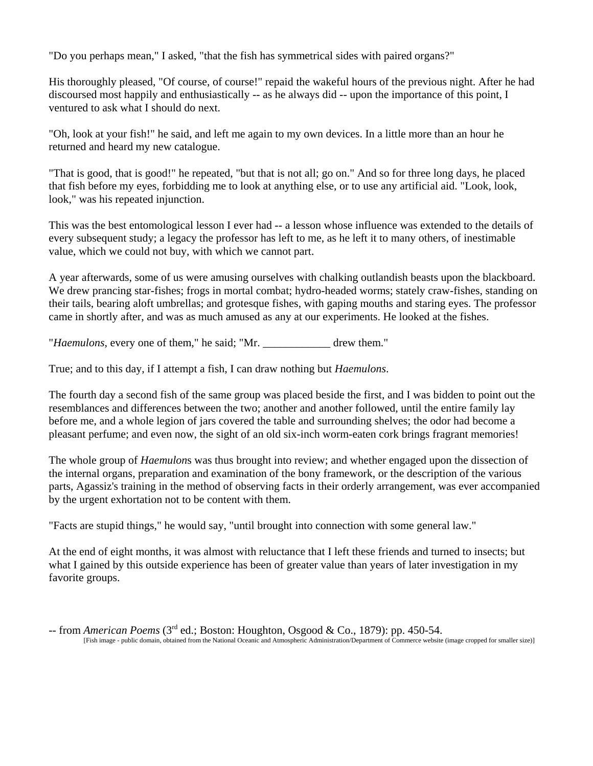"Do you perhaps mean," I asked, "that the fish has symmetrical sides with paired organs?"

His thoroughly pleased, "Of course, of course!" repaid the wakeful hours of the previous night. After he had discoursed most happily and enthusiastically -- as he always did -- upon the importance of this point, I ventured to ask what I should do next.

"Oh, look at your fish!" he said, and left me again to my own devices. In a little more than an hour he returned and heard my new catalogue.

"That is good, that is good!" he repeated, "but that is not all; go on." And so for three long days, he placed that fish before my eyes, forbidding me to look at anything else, or to use any artificial aid. "Look, look, look," was his repeated injunction.

This was the best entomological lesson I ever had -- a lesson whose influence was extended to the details of every subsequent study; a legacy the professor has left to me, as he left it to many others, of inestimable value, which we could not buy, with which we cannot part.

A year afterwards, some of us were amusing ourselves with chalking outlandish beasts upon the blackboard. We drew prancing star-fishes; frogs in mortal combat; hydro-headed worms; stately craw-fishes, standing on their tails, bearing aloft umbrellas; and grotesque fishes, with gaping mouths and staring eyes. The professor came in shortly after, and was as much amused as any at our experiments. He looked at the fishes.

"*Haemulons*, every one of them," he said; "Mr. ____________ drew them."

True; and to this day, if I attempt a fish, I can draw nothing but *Haemulons*.

The fourth day a second fish of the same group was placed beside the first, and I was bidden to point out the resemblances and differences between the two; another and another followed, until the entire family lay before me, and a whole legion of jars covered the table and surrounding shelves; the odor had become a pleasant perfume; and even now, the sight of an old six-inch worm-eaten cork brings fragrant memories!

The whole group of *Haemulon*s was thus brought into review; and whether engaged upon the dissection of the internal organs, preparation and examination of the bony framework, or the description of the various parts, Agassiz's training in the method of observing facts in their orderly arrangement, was ever accompanied by the urgent exhortation not to be content with them.

"Facts are stupid things," he would say, "until brought into connection with some general law."

At the end of eight months, it was almost with reluctance that I left these friends and turned to insects; but what I gained by this outside experience has been of greater value than years of later investigation in my favorite groups.

-- from *American Poems* (3rd ed.; Boston: Houghton, Osgood & Co., 1879): pp. 450-54.

[Fish image - public domain, obtained from the National Oceanic and Atmospheric Administration/Department of Commerce website (image cropped for smaller size)]